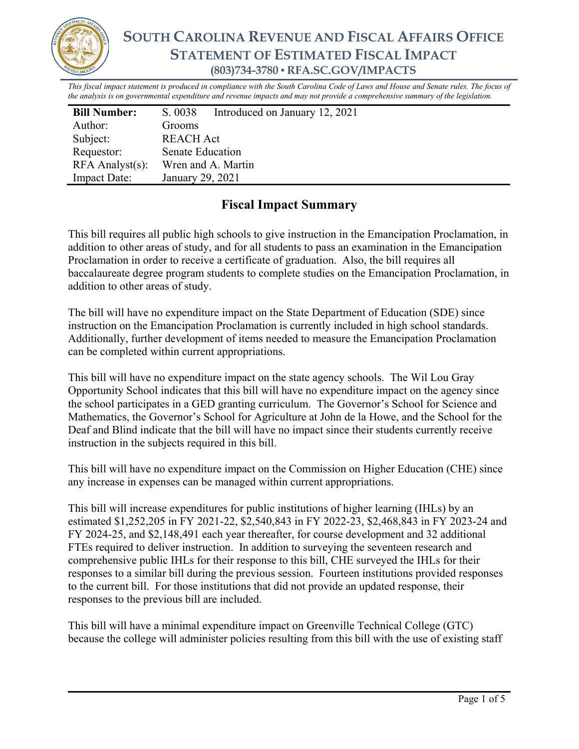# SOUTH CAROLINA REVENUE AND FISCAL AFFAIRS OFFICE
## STATEMENT OF ESTIMATED FISCAL IMPACT
### (803)734-3780 ▪ RFA.SC.GOV/IMPACTS

*This fiscal impact statement is produced in compliance with the South Carolina Code of Laws and House and Senate rules. The focus of the analysis is on governmental expenditure and revenue impacts and may not provide a comprehensive summary of the legislation.*

| **Bill Number:** | S. 0038 Introduced on January 12, 2021 |
|---|---|
| Author: | Grooms |
| Subject: | REACH Act |
| Requestor: | Senate Education |
| RFA Analyst(s): | Wren and A. Martin |
| Impact Date: | January 29, 2021 |

## Fiscal Impact Summary

This bill requires all public high schools to give instruction in the Emancipation Proclamation, in addition to other areas of study, and for all students to pass an examination in the Emancipation Proclamation in order to receive a certificate of graduation. Also, the bill requires all baccalaureate degree program students to complete studies on the Emancipation Proclamation, in addition to other areas of study.

The bill will have no expenditure impact on the State Department of Education (SDE) since instruction on the Emancipation Proclamation is currently included in high school standards. Additionally, further development of items needed to measure the Emancipation Proclamation can be completed within current appropriations.

This bill will have no expenditure impact on the state agency schools. The Wil Lou Gray Opportunity School indicates that this bill will have no expenditure impact on the agency since the school participates in a GED granting curriculum. The Governor's School for Science and Mathematics, the Governor's School for Agriculture at John de la Howe, and the School for the Deaf and Blind indicate that the bill will have no impact since their students currently receive instruction in the subjects required in this bill.

This bill will have no expenditure impact on the Commission on Higher Education (CHE) since any increase in expenses can be managed within current appropriations.

This bill will increase expenditures for public institutions of higher learning (IHLs) by an estimated $1,252,205 in FY 2021-22, $2,540,843 in FY 2022-23, $2,468,843 in FY 2023-24 and FY 2024-25, and $2,148,491 each year thereafter, for course development and 32 additional FTEs required to deliver instruction. In addition to surveying the seventeen research and comprehensive public IHLs for their response to this bill, CHE surveyed the IHLs for their responses to a similar bill during the previous session. Fourteen institutions provided responses to the current bill. For those institutions that did not provide an updated response, their responses to the previous bill are included.

This bill will have a minimal expenditure impact on Greenville Technical College (GTC) because the college will administer policies resulting from this bill with the use of existing staff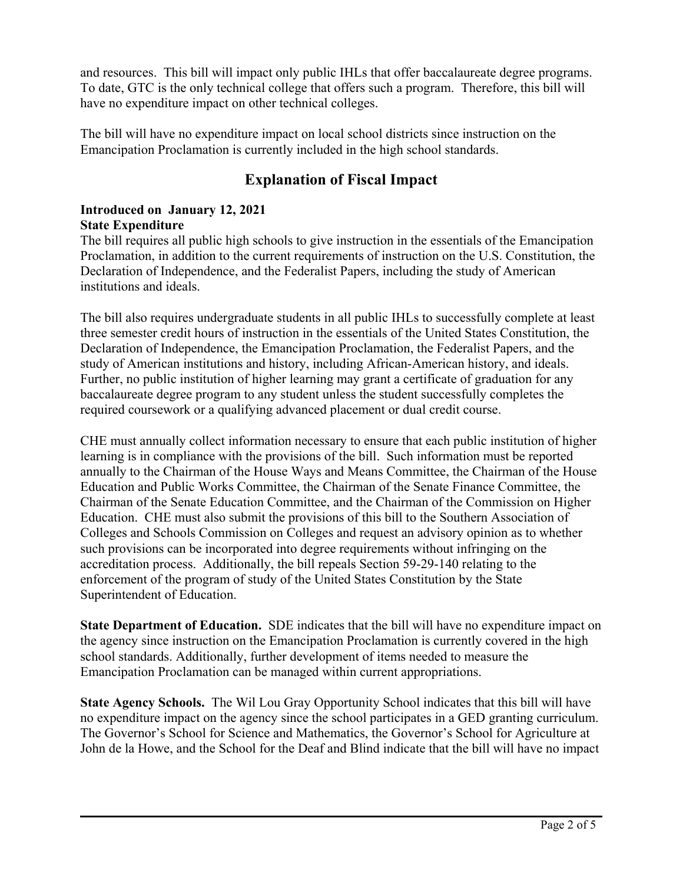and resources. This bill will impact only public IHLs that offer baccalaureate degree programs. To date, GTC is the only technical college that offers such a program. Therefore, this bill will have no expenditure impact on other technical colleges.

The bill will have no expenditure impact on local school districts since instruction on the Emancipation Proclamation is currently included in the high school standards.

## Explanation of Fiscal Impact

**Introduced on January 12, 2021**
**State Expenditure**

The bill requires all public high schools to give instruction in the essentials of the Emancipation Proclamation, in addition to the current requirements of instruction on the U.S. Constitution, the Declaration of Independence, and the Federalist Papers, including the study of American institutions and ideals.

The bill also requires undergraduate students in all public IHLs to successfully complete at least three semester credit hours of instruction in the essentials of the United States Constitution, the Declaration of Independence, the Emancipation Proclamation, the Federalist Papers, and the study of American institutions and history, including African-American history, and ideals. Further, no public institution of higher learning may grant a certificate of graduation for any baccalaureate degree program to any student unless the student successfully completes the required coursework or a qualifying advanced placement or dual credit course.

CHE must annually collect information necessary to ensure that each public institution of higher learning is in compliance with the provisions of the bill. Such information must be reported annually to the Chairman of the House Ways and Means Committee, the Chairman of the House Education and Public Works Committee, the Chairman of the Senate Finance Committee, the Chairman of the Senate Education Committee, and the Chairman of the Commission on Higher Education. CHE must also submit the provisions of this bill to the Southern Association of Colleges and Schools Commission on Colleges and request an advisory opinion as to whether such provisions can be incorporated into degree requirements without infringing on the accreditation process. Additionally, the bill repeals Section 59-29-140 relating to the enforcement of the program of study of the United States Constitution by the State Superintendent of Education.

**State Department of Education.** SDE indicates that the bill will have no expenditure impact on the agency since instruction on the Emancipation Proclamation is currently covered in the high school standards. Additionally, further development of items needed to measure the Emancipation Proclamation can be managed within current appropriations.

**State Agency Schools.** The Wil Lou Gray Opportunity School indicates that this bill will have no expenditure impact on the agency since the school participates in a GED granting curriculum. The Governor's School for Science and Mathematics, the Governor's School for Agriculture at John de la Howe, and the School for the Deaf and Blind indicate that the bill will have no impact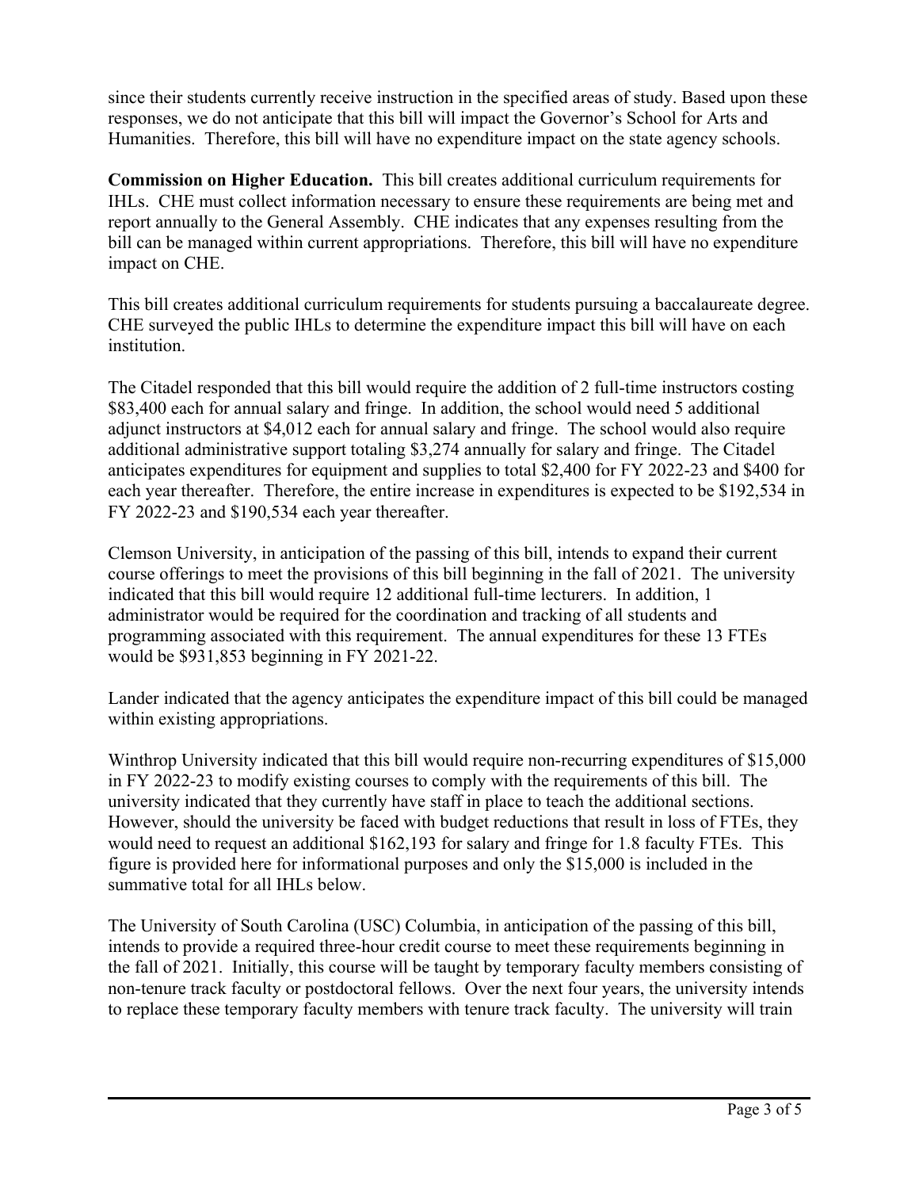since their students currently receive instruction in the specified areas of study. Based upon these responses, we do not anticipate that this bill will impact the Governor's School for Arts and Humanities. Therefore, this bill will have no expenditure impact on the state agency schools.

**Commission on Higher Education.** This bill creates additional curriculum requirements for IHLs. CHE must collect information necessary to ensure these requirements are being met and report annually to the General Assembly. CHE indicates that any expenses resulting from the bill can be managed within current appropriations. Therefore, this bill will have no expenditure impact on CHE.

This bill creates additional curriculum requirements for students pursuing a baccalaureate degree. CHE surveyed the public IHLs to determine the expenditure impact this bill will have on each institution.

The Citadel responded that this bill would require the addition of 2 full-time instructors costing $83,400 each for annual salary and fringe. In addition, the school would need 5 additional adjunct instructors at $4,012 each for annual salary and fringe. The school would also require additional administrative support totaling $3,274 annually for salary and fringe. The Citadel anticipates expenditures for equipment and supplies to total $2,400 for FY 2022-23 and $400 for each year thereafter. Therefore, the entire increase in expenditures is expected to be $192,534 in FY 2022-23 and $190,534 each year thereafter.

Clemson University, in anticipation of the passing of this bill, intends to expand their current course offerings to meet the provisions of this bill beginning in the fall of 2021. The university indicated that this bill would require 12 additional full-time lecturers. In addition, 1 administrator would be required for the coordination and tracking of all students and programming associated with this requirement. The annual expenditures for these 13 FTEs would be $931,853 beginning in FY 2021-22.

Lander indicated that the agency anticipates the expenditure impact of this bill could be managed within existing appropriations.

Winthrop University indicated that this bill would require non-recurring expenditures of $15,000 in FY 2022-23 to modify existing courses to comply with the requirements of this bill. The university indicated that they currently have staff in place to teach the additional sections. However, should the university be faced with budget reductions that result in loss of FTEs, they would need to request an additional $162,193 for salary and fringe for 1.8 faculty FTEs. This figure is provided here for informational purposes and only the $15,000 is included in the summative total for all IHLs below.

The University of South Carolina (USC) Columbia, in anticipation of the passing of this bill, intends to provide a required three-hour credit course to meet these requirements beginning in the fall of 2021. Initially, this course will be taught by temporary faculty members consisting of non-tenure track faculty or postdoctoral fellows. Over the next four years, the university intends to replace these temporary faculty members with tenure track faculty. The university will train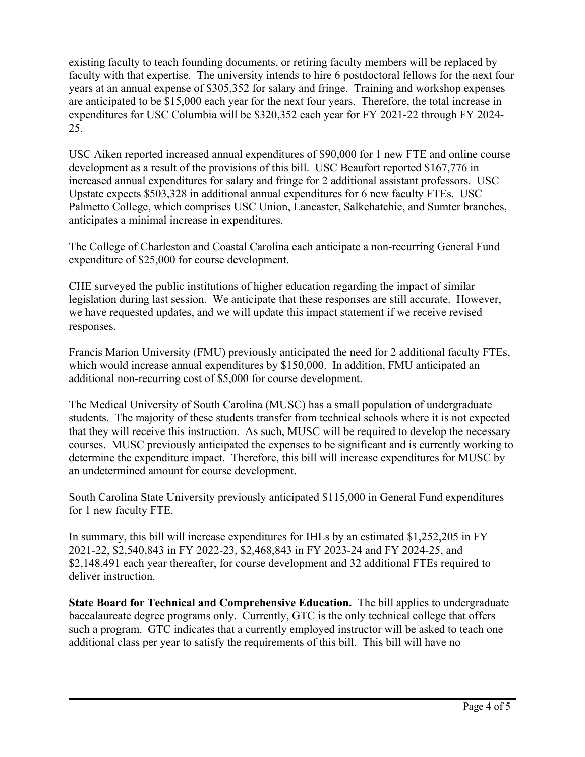existing faculty to teach founding documents, or retiring faculty members will be replaced by faculty with that expertise. The university intends to hire 6 postdoctoral fellows for the next four years at an annual expense of $305,352 for salary and fringe. Training and workshop expenses are anticipated to be $15,000 each year for the next four years. Therefore, the total increase in expenditures for USC Columbia will be $320,352 each year for FY 2021-22 through FY 2024-25.

USC Aiken reported increased annual expenditures of $90,000 for 1 new FTE and online course development as a result of the provisions of this bill. USC Beaufort reported $167,776 in increased annual expenditures for salary and fringe for 2 additional assistant professors. USC Upstate expects $503,328 in additional annual expenditures for 6 new faculty FTEs. USC Palmetto College, which comprises USC Union, Lancaster, Salkehatchie, and Sumter branches, anticipates a minimal increase in expenditures.

The College of Charleston and Coastal Carolina each anticipate a non-recurring General Fund expenditure of $25,000 for course development.

CHE surveyed the public institutions of higher education regarding the impact of similar legislation during last session. We anticipate that these responses are still accurate. However, we have requested updates, and we will update this impact statement if we receive revised responses.

Francis Marion University (FMU) previously anticipated the need for 2 additional faculty FTEs, which would increase annual expenditures by $150,000. In addition, FMU anticipated an additional non-recurring cost of $5,000 for course development.

The Medical University of South Carolina (MUSC) has a small population of undergraduate students. The majority of these students transfer from technical schools where it is not expected that they will receive this instruction. As such, MUSC will be required to develop the necessary courses. MUSC previously anticipated the expenses to be significant and is currently working to determine the expenditure impact. Therefore, this bill will increase expenditures for MUSC by an undetermined amount for course development.

South Carolina State University previously anticipated $115,000 in General Fund expenditures for 1 new faculty FTE.

In summary, this bill will increase expenditures for IHLs by an estimated $1,252,205 in FY 2021-22, $2,540,843 in FY 2022-23, $2,468,843 in FY 2023-24 and FY 2024-25, and $2,148,491 each year thereafter, for course development and 32 additional FTEs required to deliver instruction.

**State Board for Technical and Comprehensive Education.** The bill applies to undergraduate baccalaureate degree programs only. Currently, GTC is the only technical college that offers such a program. GTC indicates that a currently employed instructor will be asked to teach one additional class per year to satisfy the requirements of this bill. This bill will have no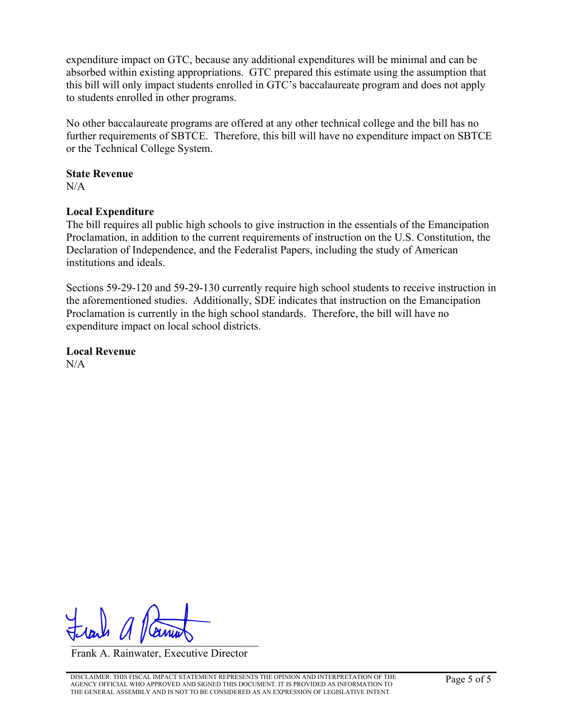expenditure impact on GTC, because any additional expenditures will be minimal and can be absorbed within existing appropriations. GTC prepared this estimate using the assumption that this bill will only impact students enrolled in GTC's baccalaureate program and does not apply to students enrolled in other programs.

No other baccalaureate programs are offered at any other technical college and the bill has no further requirements of SBTCE. Therefore, this bill will have no expenditure impact on SBTCE or the Technical College System.

**State Revenue**
N/A

**Local Expenditure**
The bill requires all public high schools to give instruction in the essentials of the Emancipation Proclamation, in addition to the current requirements of instruction on the U.S. Constitution, the Declaration of Independence, and the Federalist Papers, including the study of American institutions and ideals.

Sections 59-29-120 and 59-29-130 currently require high school students to receive instruction in the aforementioned studies. Additionally, SDE indicates that instruction on the Emancipation Proclamation is currently in the high school standards. Therefore, the bill will have no expenditure impact on local school districts.

**Local Revenue**
N/A

Frank A. Rainwater, Executive Director

DISCLAIMER: THIS FISCAL IMPACT STATEMENT REPRESENTS THE OPINION AND INTERPRETATION OF THE AGENCY OFFICIAL WHO APPROVED AND SIGNED THIS DOCUMENT. IT IS PROVIDED AS INFORMATION TO THE GENERAL ASSEMBLY AND IS NOT TO BE CONSIDERED AS AN EXPRESSION OF LEGISLATIVE INTENT.